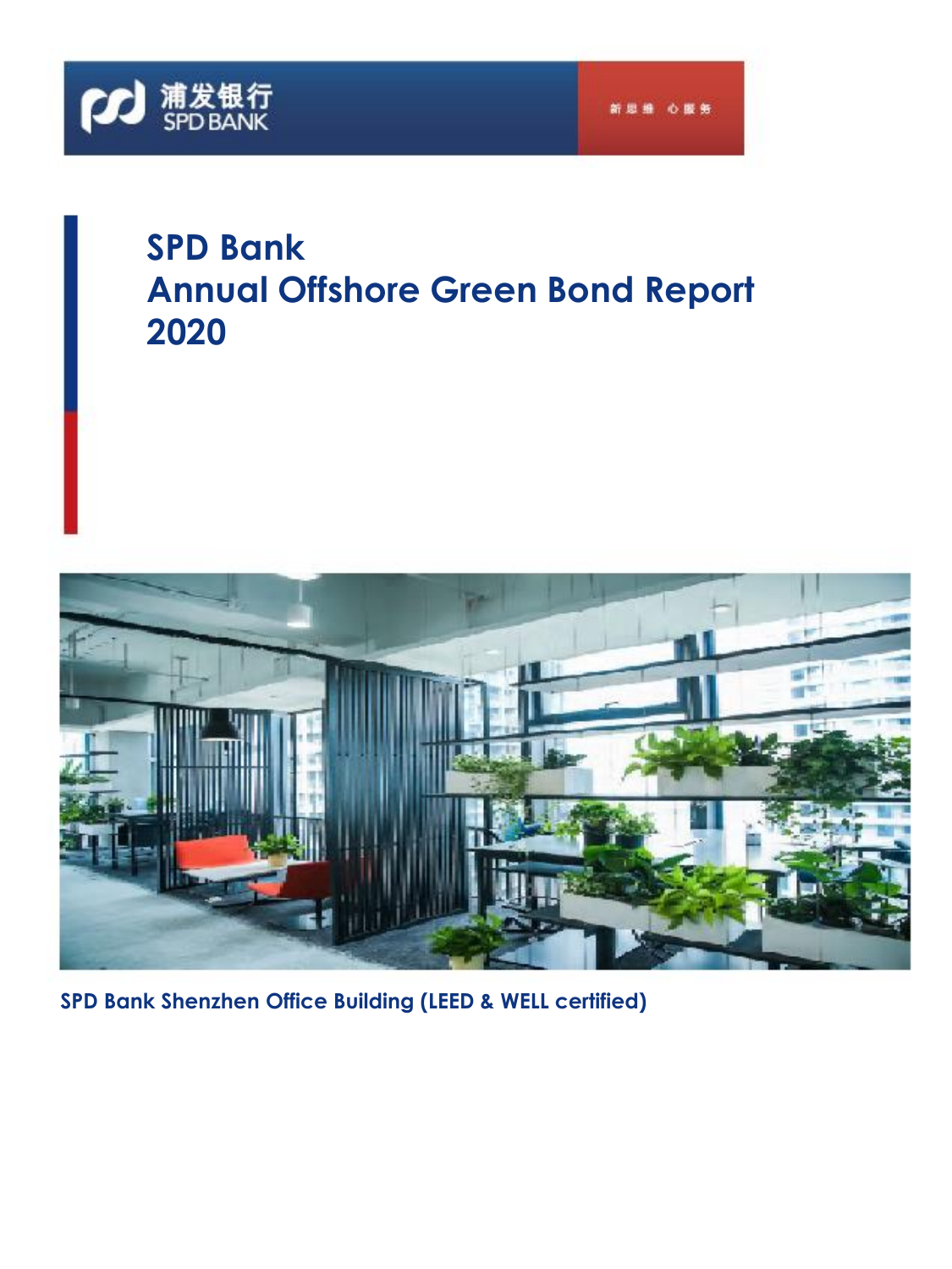浦发银行 SPD BANK

新思维 心服务

# SPD Bank Annual Offshore Green Bond Report 2020

**SPD Bank Shenzhen Office Building (LEED & WELL certified)**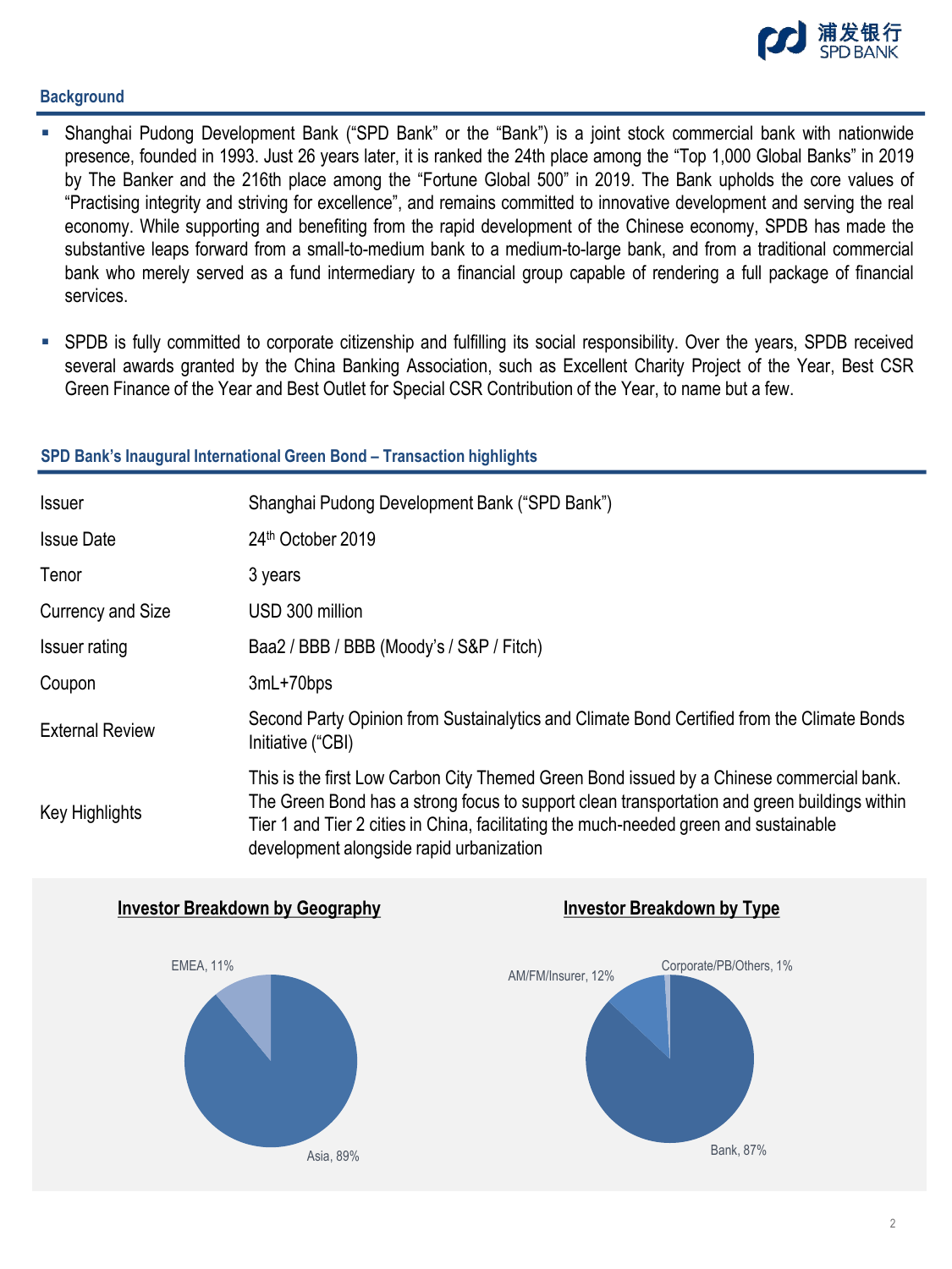## Background

- Shanghai Pudong Development Bank ("SPD Bank" or the "Bank") is a joint stock commercial bank with nationwide presence, founded in 1993. Just 26 years later, it is ranked the 24th place among the "Top 1,000 Global Banks" in 2019 by The Banker and the 216th place among the "Fortune Global 500" in 2019. The Bank upholds the core values of "Practising integrity and striving for excellence", and remains committed to innovative development and serving the real economy. While supporting and benefiting from the rapid development of the Chinese economy, SPDB has made the substantive leaps forward from a small-to-medium bank to a medium-to-large bank, and from a traditional commercial bank who merely served as a fund intermediary to a financial group capable of rendering a full package of financial services.
- SPDB is fully committed to corporate citizenship and fulfilling its social responsibility. Over the years, SPDB received several awards granted by the China Banking Association, such as Excellent Charity Project of the Year, Best CSR Green Finance of the Year and Best Outlet for Special CSR Contribution of the Year, to name but a few.

## SPD Bank's Inaugural International Green Bond – Transaction highlights

| | |
|---|---|
| Issuer | Shanghai Pudong Development Bank ("SPD Bank") |
| Issue Date | 24th October 2019 |
| Tenor | 3 years |
| Currency and Size | USD 300 million |
| Issuer rating | Baa2 / BBB / BBB (Moody's / S&P / Fitch) |
| Coupon | 3mL+70bps |
| External Review | Second Party Opinion from Sustainalytics and Climate Bond Certified from the Climate Bonds Initiative ("CBI") |
| Key Highlights | This is the first Low Carbon City Themed Green Bond issued by a Chinese commercial bank. The Green Bond has a strong focus to support clean transportation and green buildings within Tier 1 and Tier 2 cities in China, facilitating the much-needed green and sustainable development alongside rapid urbanization |

**Investor Breakdown by Geography**

- Asia, 89%
- EMEA, 11%

**Investor Breakdown by Type**

- Bank, 87%
- AM/FM/Insurer, 12%
- Corporate/PB/Others, 1%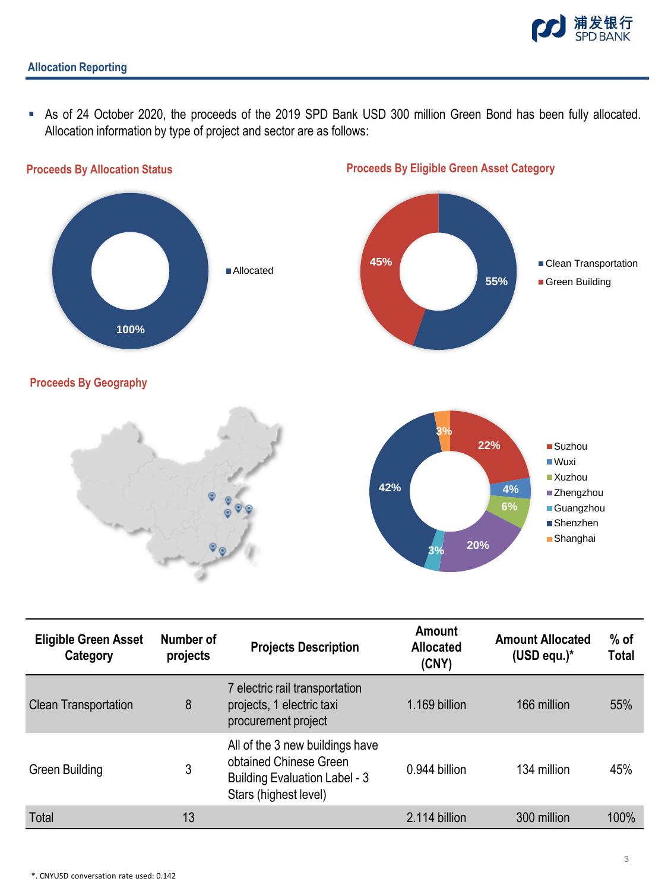## Allocation Reporting

- As of 24 October 2020, the proceeds of the 2019 SPD Bank USD 300 million Green Bond has been fully allocated. Allocation information by type of project and sector are as follows:

**Proceeds By Allocation Status**

- Allocated: 100%

**Proceeds By Eligible Green Asset Category**

- Clean Transportation: 55%
- Green Building: 45%

**Proceeds By Geography**

- Suzhou: 22%
- Wuxi: 4%
- Xuzhou: 6%
- Zhengzhou: 20%
- Guangzhou: 3%
- Shenzhen: 42%
- Shanghai: 3%

| Eligible Green Asset Category | Number of projects | Projects Description | Amount Allocated (CNY) | Amount Allocated (USD equ.)* | % of Total |
|---|---|---|---|---|---|
| Clean Transportation | 8 | 7 electric rail transportation projects, 1 electric taxi procurement project | 1.169 billion | 166 million | 55% |
| Green Building | 3 | All of the 3 new buildings have obtained Chinese Green Building Evaluation Label - 3 Stars (highest level) | 0.944 billion | 134 million | 45% |
| Total | 13 | | 2.114 billion | 300 million | 100% |

*. CNYUSD conversation rate used: 0.142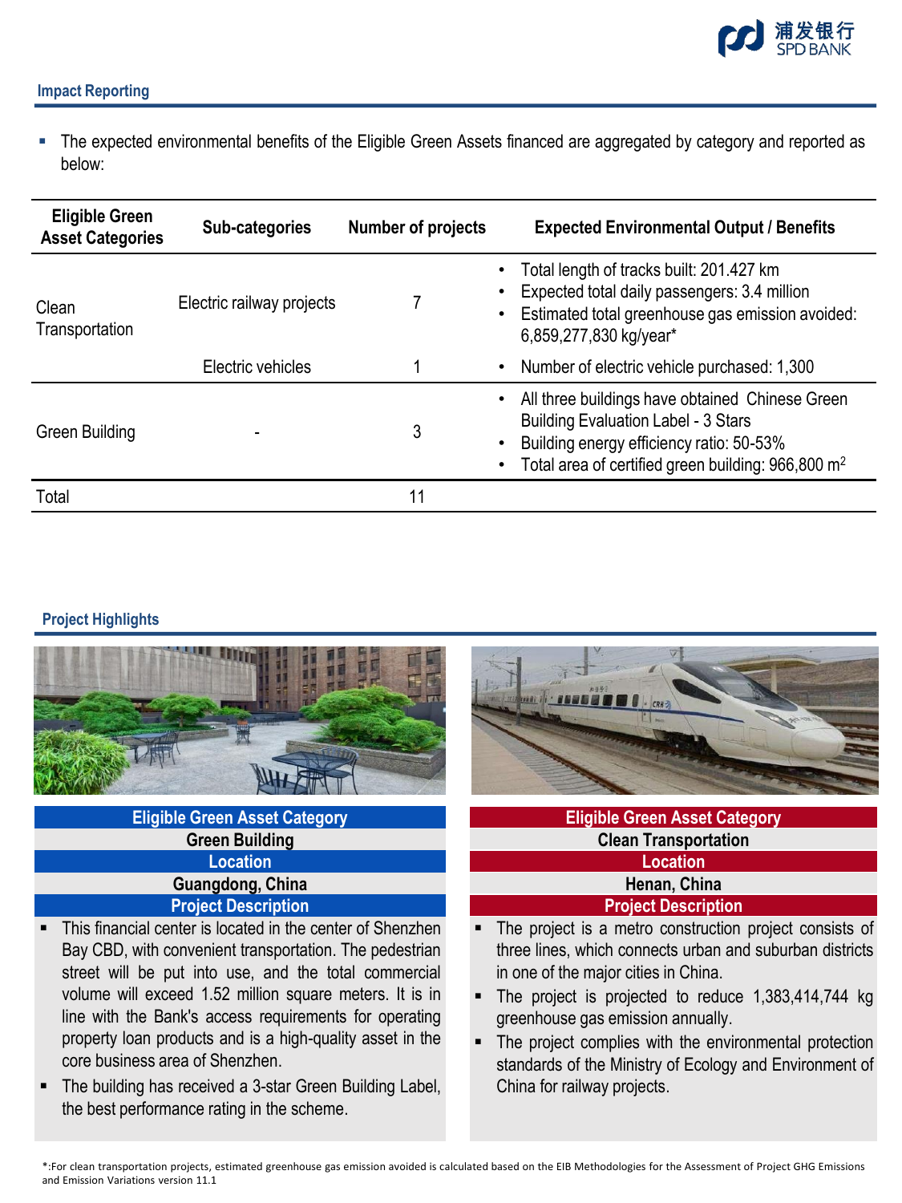## Impact Reporting

- The expected environmental benefits of the Eligible Green Assets financed are aggregated by category and reported as below:

| Eligible Green Asset Categories | Sub-categories | Number of projects | Expected Environmental Output / Benefits |
|---|---|---|---|
| Clean Transportation | Electric railway projects | 7 | • Total length of tracks built: 201.427 km<br>• Expected total daily passengers: 3.4 million<br>• Estimated total greenhouse gas emission avoided: 6,859,277,830 kg/year* |
| | Electric vehicles | 1 | • Number of electric vehicle purchased: 1,300 |
| Green Building | - | 3 | • All three buildings have obtained Chinese Green Building Evaluation Label - 3 Stars<br>• Building energy efficiency ratio: 50-53%<br>• Total area of certified green building: 966,800 $m^2$ |
| Total | | 11 | |

## Project Highlights

**Eligible Green Asset Category**

**Green Building**

**Location**

**Guangdong, China**

**Project Description**

- This financial center is located in the center of Shenzhen Bay CBD, with convenient transportation. The pedestrian street will be put into use, and the total commercial volume will exceed 1.52 million square meters. It is in line with the Bank's access requirements for operating property loan products and is a high-quality asset in the core business area of Shenzhen.
- The building has received a 3-star Green Building Label, the best performance rating in the scheme.

**Eligible Green Asset Category**

**Clean Transportation**

**Location**

**Henan, China**

**Project Description**

- The project is a metro construction project consists of three lines, which connects urban and suburban districts in one of the major cities in China.
- The project is projected to reduce 1,383,414,744 kg greenhouse gas emission annually.
- The project complies with the environmental protection standards of the Ministry of Ecology and Environment of China for railway projects.

*:For clean transportation projects, estimated greenhouse gas emission avoided is calculated based on the EIB Methodologies for the Assessment of Project GHG Emissions and Emission Variations version 11.1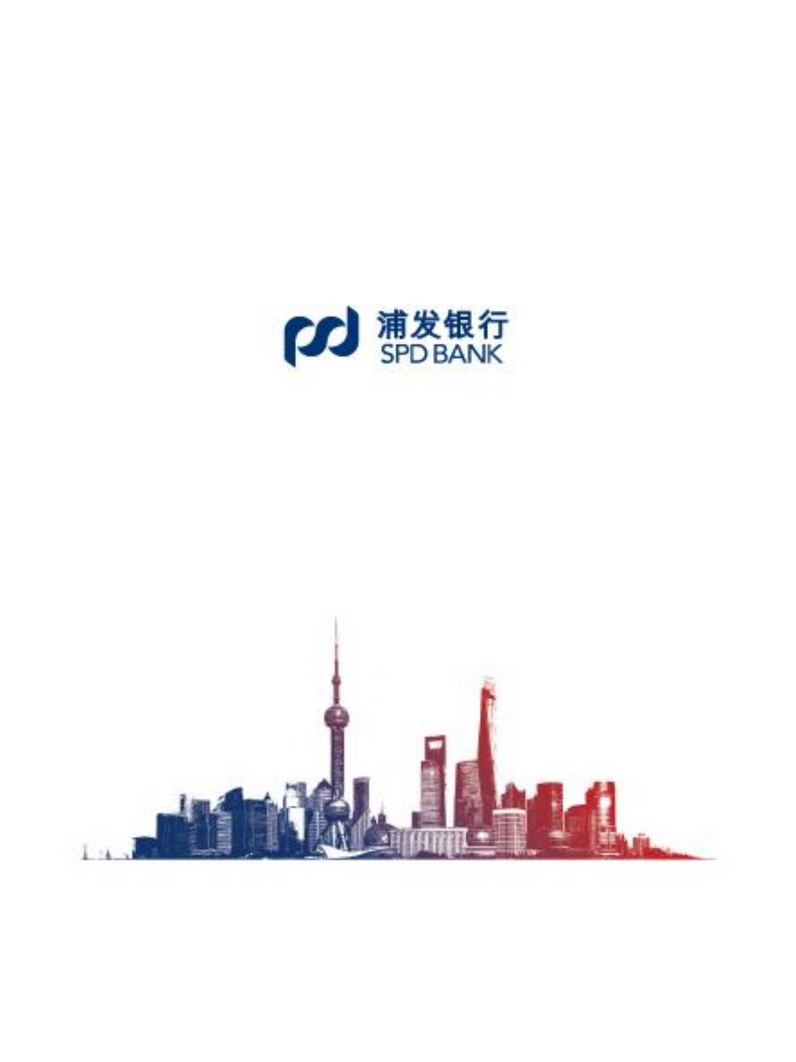浦发银行
SPD BANK